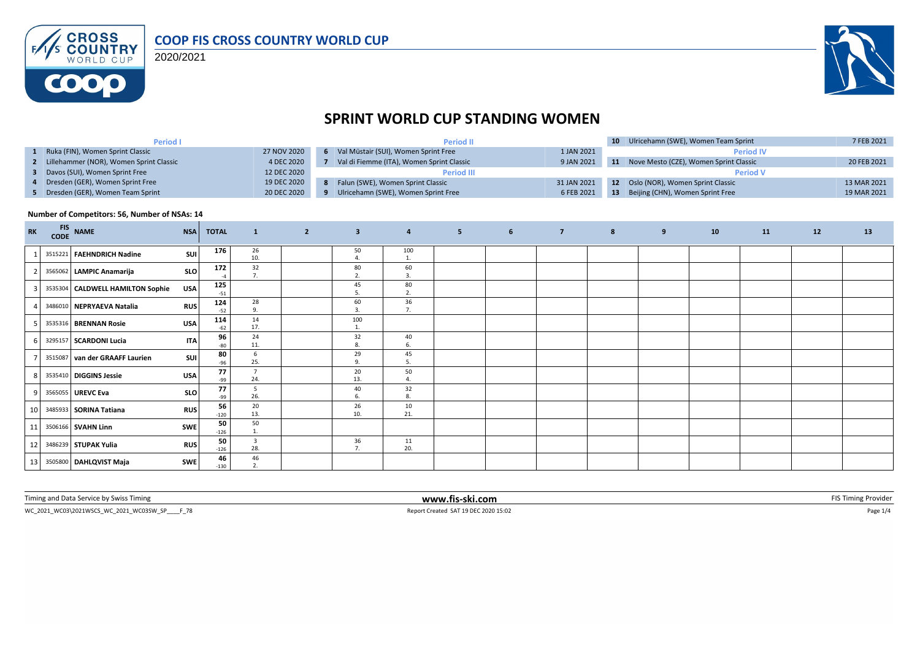# COOP FIS CROSS COUNTRY WORLD CUP

2020/2021

# SPRINT WORLD CUP STANDING WOMEN

| # | Period I | Date |
|---|---|---|
| 1 | Ruka (FIN), Women Sprint Classic | 27 NOV 2020 |
| 2 | Lillehammer (NOR), Women Sprint Classic | 4 DEC 2020 |
| 3 | Davos (SUI), Women Sprint Free | 12 DEC 2020 |
| 4 | Dresden (GER), Women Sprint Free | 19 DEC 2020 |
| 5 | Dresden (GER), Women Team Sprint | 20 DEC 2020 |

| # | Period II | Date |
|---|---|---|
| 6 | Val Müstair (SUI), Women Sprint Free | 1 JAN 2021 |
| 7 | Val di Fiemme (ITA), Women Sprint Classic | 9 JAN 2021 |

| # | Period III | Date |
|---|---|---|
| 8 | Falun (SWE), Women Sprint Classic | 31 JAN 2021 |
| 9 | Ulricehamn (SWE), Women Sprint Free | 6 FEB 2021 |
| 10 | Ulricehamn (SWE), Women Team Sprint | 7 FEB 2021 |

| # | Period IV | Date |
|---|---|---|
| 11 | Nove Mesto (CZE), Women Sprint Classic | 20 FEB 2021 |

| # | Period V | Date |
|---|---|---|
| 12 | Oslo (NOR), Women Sprint Classic | 13 MAR 2021 |
| 13 | Beijing (CHN), Women Sprint Free | 19 MAR 2021 |

**Number of Competitors: 56, Number of NSAs: 14**

| RK | FIS CODE | NAME | NSA | TOTAL | 1 | 2 | 3 | 4 | 5 | 6 | 7 | 8 | 9 | 10 | 11 | 12 | 13 |
|---|---|---|---|---|---|---|---|---|---|---|---|---|---|---|---|---|---|
| 1 | 3515221 | **FAEHNDRICH Nadine** | SUI | **176** | 26 10. | | 50 4. | 100 1. | | | | | | | | | |
| 2 | 3565062 | **LAMPIC Anamarija** | SLO | **172** -4 | 32 7. | | 80 2. | 60 3. | | | | | | | | | |
| 3 | 3535304 | **CALDWELL HAMILTON Sophie** | USA | **125** -51 | | | 45 5. | 80 2. | | | | | | | | | |
| 4 | 3486010 | **NEPRYAEVA Natalia** | RUS | **124** -52 | 28 9. | | 60 3. | 36 7. | | | | | | | | | |
| 5 | 3535316 | **BRENNAN Rosie** | USA | **114** -62 | 14 17. | | 100 1. | | | | | | | | | | |
| 6 | 3295157 | **SCARDONI Lucia** | ITA | **96** -80 | 24 11. | | 32 8. | 40 6. | | | | | | | | | |
| 7 | 3515087 | **van der GRAAFF Laurien** | SUI | **80** -96 | 6 25. | | 29 9. | 45 5. | | | | | | | | | |
| 8 | 3535410 | **DIGGINS Jessie** | USA | **77** -99 | 7 24. | | 20 13. | 50 4. | | | | | | | | | |
| 9 | 3565055 | **UREVC Eva** | SLO | **77** -99 | 5 26. | | 40 6. | 32 8. | | | | | | | | | |
| 10 | 3485933 | **SORINA Tatiana** | RUS | **56** -120 | 20 13. | | 26 10. | 10 21. | | | | | | | | | |
| 11 | 3506166 | **SVAHN Linn** | SWE | **50** -126 | 50 1. | | | | | | | | | | | | |
| 12 | 3486239 | **STUPAK Yulia** | RUS | **50** -126 | 3 28. | | 36 7. | 11 20. | | | | | | | | | |
| 13 | 3505800 | **DAHLQVIST Maja** | SWE | **46** -130 | 46 2. | | | | | | | | | | | | |

Timing and Data Service by Swiss Timing | www.fis-ski.com | FIS Timing Provider

WC_2021_WC03\2021WSCS_WC_2021_WC03SW_SP____F_78 | Report Created SAT 19 DEC 2020 15:02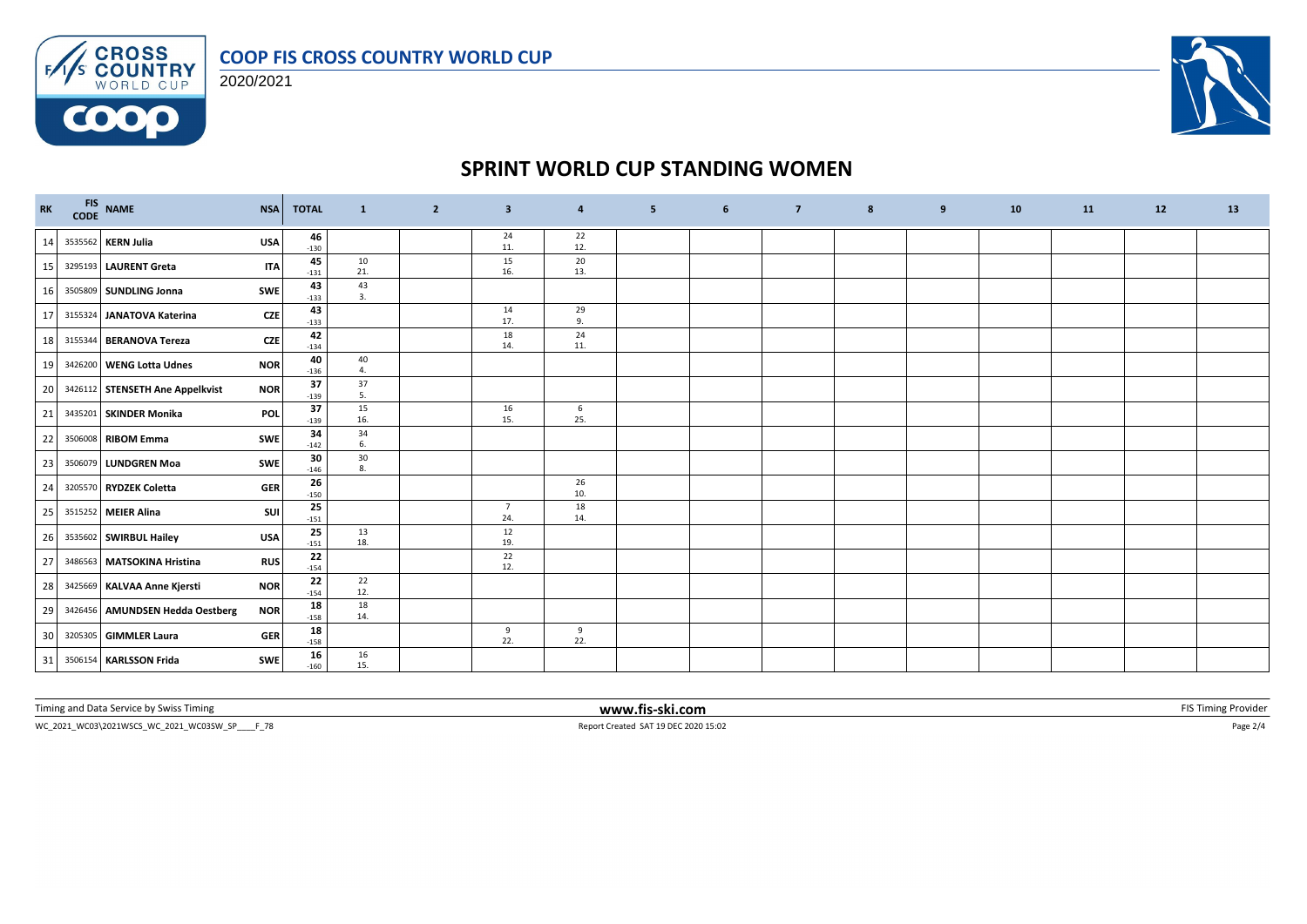# SPRINT WORLD CUP STANDING WOMEN

| RK | FIS CODE | NAME | NSA | TOTAL | 1 | 2 | 3 | 4 | 5 | 6 | 7 | 8 | 9 | 10 | 11 | 12 | 13 |
|---|---|---|---|---|---|---|---|---|---|---|---|---|---|---|---|---|---|
| 14 | 3535562 | **KERN Julia** | USA | **46** -130 | | | 24 11. | 22 12. | | | | | | | | | |
| 15 | 3295193 | **LAURENT Greta** | ITA | **45** -131 | 10 21. | | 15 16. | 20 13. | | | | | | | | | |
| 16 | 3505809 | **SUNDLING Jonna** | SWE | **43** -133 | 43 3. | | | | | | | | | | | | |
| 17 | 3155324 | **JANATOVA Katerina** | CZE | **43** -133 | | | 14 17. | 29 9. | | | | | | | | | |
| 18 | 3155344 | **BERANOVA Tereza** | CZE | **42** -134 | | | 18 14. | 24 11. | | | | | | | | | |
| 19 | 3426200 | **WENG Lotta Udnes** | NOR | **40** -136 | 40 4. | | | | | | | | | | | | |
| 20 | 3426112 | **STENSETH Ane Appelkvist** | NOR | **37** -139 | 37 5. | | | | | | | | | | | | |
| 21 | 3435201 | **SKINDER Monika** | POL | **37** -139 | 15 16. | | 16 15. | 6 25. | | | | | | | | | |
| 22 | 3506008 | **RIBOM Emma** | SWE | **34** -142 | 34 6. | | | | | | | | | | | | |
| 23 | 3506079 | **LUNDGREN Moa** | SWE | **30** -146 | 30 8. | | | | | | | | | | | | |
| 24 | 3205570 | **RYDZEK Coletta** | GER | **26** -150 | | | | 26 10. | | | | | | | | | |
| 25 | 3515252 | **MEIER Alina** | SUI | **25** -151 | | | 7 24. | 18 14. | | | | | | | | | |
| 26 | 3535602 | **SWIRBUL Hailey** | USA | **25** -151 | 13 18. | | 12 19. | | | | | | | | | | |
| 27 | 3486563 | **MATSOKINA Hristina** | RUS | **22** -154 | | | 22 12. | | | | | | | | | | |
| 28 | 3425669 | **KALVAA Anne Kjersti** | NOR | **22** -154 | 22 12. | | | | | | | | | | | | |
| 29 | 3426456 | **AMUNDSEN Hedda Oestberg** | NOR | **18** -158 | 18 14. | | | | | | | | | | | | |
| 30 | 3205305 | **GIMMLER Laura** | GER | **18** -158 | | | 9 22. | 9 22. | | | | | | | | | |
| 31 | 3506154 | **KARLSSON Frida** | SWE | **16** -160 | 16 15. | | | | | | | | | | | | |

Timing and Data Service by Swiss Timing — www.fis-ski.com — FIS Timing Provider

WC_2021_WC03\2021WSCS_WC_2021_WC03SW_SP____F_78 — Report Created SAT 19 DEC 2020 15:02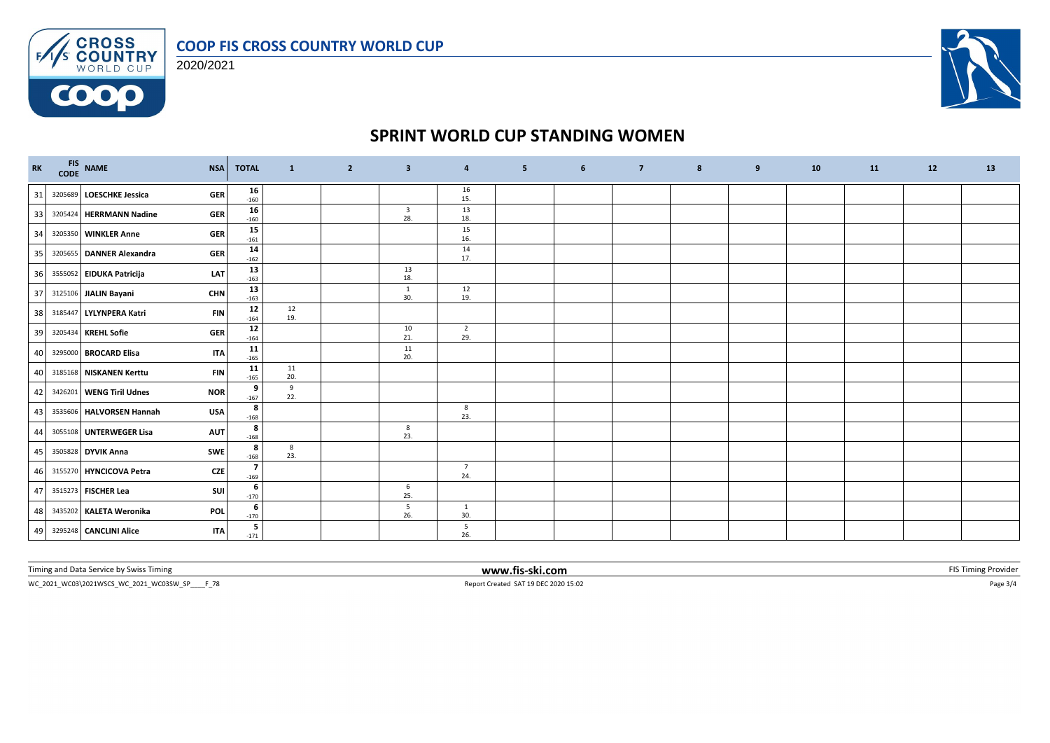# SPRINT WORLD CUP STANDING WOMEN

| RK | FIS CODE | NAME | NSA | TOTAL | 1 | 2 | 3 | 4 | 5 | 6 | 7 | 8 | 9 | 10 | 11 | 12 | 13 |
|---|---|---|---|---|---|---|---|---|---|---|---|---|---|---|---|---|---|
| 31 | 3205689 | LOESCHKE Jessica | GER | 16<br>-160 | | | | 16<br>15. | | | | | | | | | |
| 33 | 3205424 | HERRMANN Nadine | GER | 16<br>-160 | | | 3<br>28. | 13<br>18. | | | | | | | | | |
| 34 | 3205350 | WINKLER Anne | GER | 15<br>-161 | | | | 15<br>16. | | | | | | | | | |
| 35 | 3205655 | DANNER Alexandra | GER | 14<br>-162 | | | | 14<br>17. | | | | | | | | | |
| 36 | 3555052 | EIDUKA Patricija | LAT | 13<br>-163 | | | 13<br>18. | | | | | | | | | | |
| 37 | 3125106 | JIALIN Bayani | CHN | 13<br>-163 | | | 1<br>30. | 12<br>19. | | | | | | | | | |
| 38 | 3185447 | LYLYNPERA Katri | FIN | 12<br>-164 | 12<br>19. | | | | | | | | | | | | |
| 39 | 3205434 | KREHL Sofie | GER | 12<br>-164 | | | 10<br>21. | 2<br>29. | | | | | | | | | |
| 40 | 3295000 | BROCARD Elisa | ITA | 11<br>-165 | | | 11<br>20. | | | | | | | | | | |
| 40 | 3185168 | NISKANEN Kerttu | FIN | 11<br>-165 | 11<br>20. | | | | | | | | | | | | |
| 42 | 3426201 | WENG Tiril Udnes | NOR | 9<br>-167 | 9<br>22. | | | | | | | | | | | | |
| 43 | 3535606 | HALVORSEN Hannah | USA | 8<br>-168 | | | | 8<br>23. | | | | | | | | | |
| 44 | 3055108 | UNTERWEGER Lisa | AUT | 8<br>-168 | | | 8<br>23. | | | | | | | | | | |
| 45 | 3505828 | DYVIK Anna | SWE | 8<br>-168 | 8<br>23. | | | | | | | | | | | | |
| 46 | 3155270 | HYNCICOVA Petra | CZE | 7<br>-169 | | | | 7<br>24. | | | | | | | | | |
| 47 | 3515273 | FISCHER Lea | SUI | 6<br>-170 | | | 6<br>25. | | | | | | | | | | |
| 48 | 3435202 | KALETA Weronika | POL | 6<br>-170 | | | 5<br>26. | 1<br>30. | | | | | | | | | |
| 49 | 3295248 | CANCLINI Alice | ITA | 5<br>-171 | | | | 5<br>26. | | | | | | | | | |

Timing and Data Service by Swiss Timing — www.fis-ski.com — FIS Timing Provider

WC_2021_WC03\2021WSCS_WC_2021_WC03SW_SP____F_78 — Report Created SAT 19 DEC 2020 15:02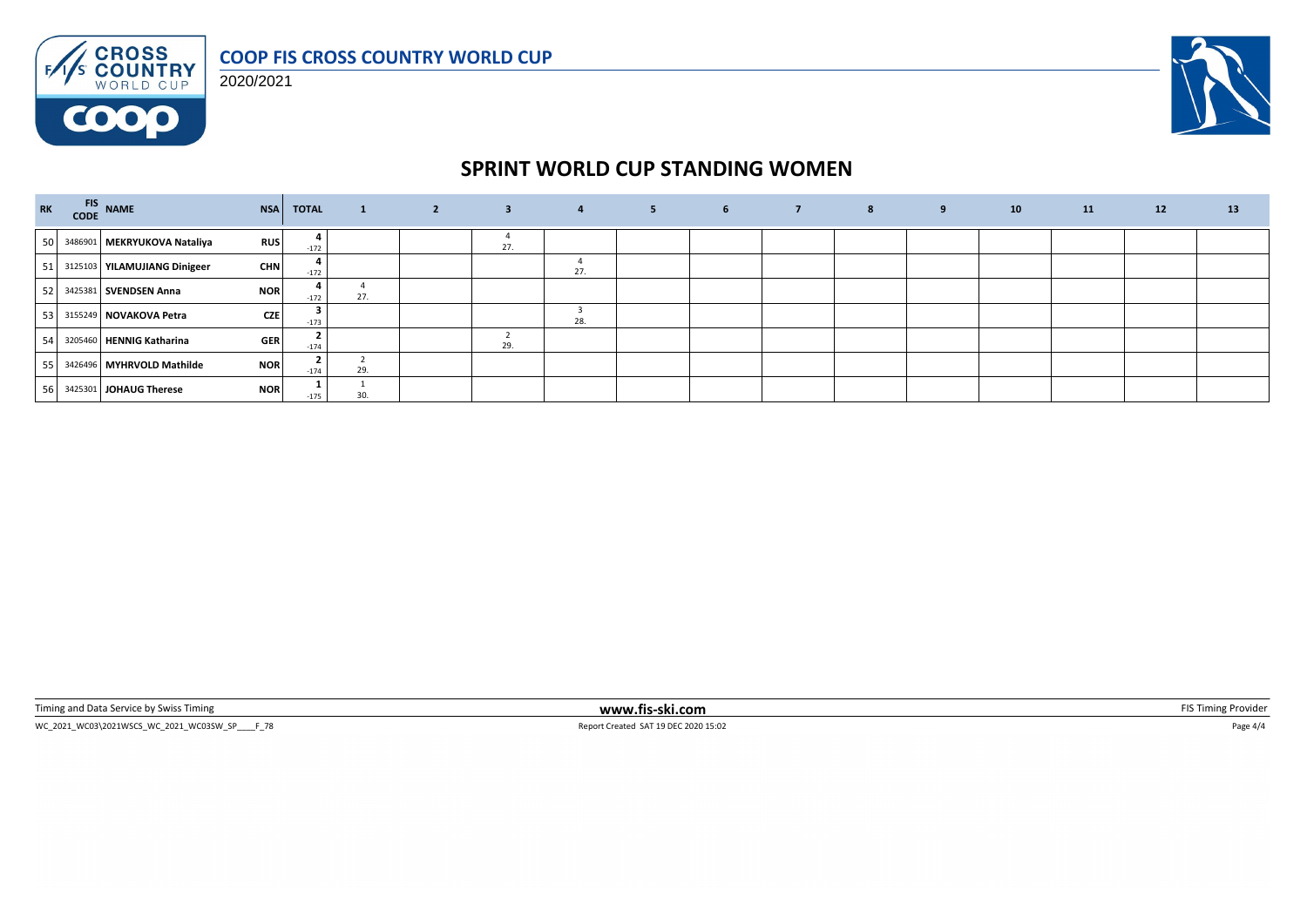# SPRINT WORLD CUP STANDING WOMEN

| RK | FIS CODE | NAME | NSA | TOTAL | 1 | 2 | 3 | 4 | 5 | 6 | 7 | 8 | 9 | 10 | 11 | 12 | 13 |
|---|---|---|---|---|---|---|---|---|---|---|---|---|---|---|---|---|---|
| 50 | 3486901 | **MEKRYUKOVA Nataliya** | RUS | **4** -172 | | | 4 27. | | | | | | | | | | |
| 51 | 3125103 | **YILAMUJIANG Dinigeer** | CHN | **4** -172 | | | | 4 27. | | | | | | | | | |
| 52 | 3425381 | **SVENDSEN Anna** | NOR | **4** -172 | 4 27. | | | | | | | | | | | | |
| 53 | 3155249 | **NOVAKOVA Petra** | CZE | **3** -173 | | | | 3 28. | | | | | | | | | |
| 54 | 3205460 | **HENNIG Katharina** | GER | **2** -174 | | | 2 29. | | | | | | | | | | |
| 55 | 3426496 | **MYHRVOLD Mathilde** | NOR | **2** -174 | 2 29. | | | | | | | | | | | | |
| 56 | 3425301 | **JOHAUG Therese** | NOR | **1** -175 | 1 30. | | | | | | | | | | | | |

Timing and Data Service by Swiss Timing — www.fis-ski.com — FIS Timing Provider

WC_2021_WC03\2021WSCS_WC_2021_WC03SW_SP____F_78 — Report Created SAT 19 DEC 2020 15:02